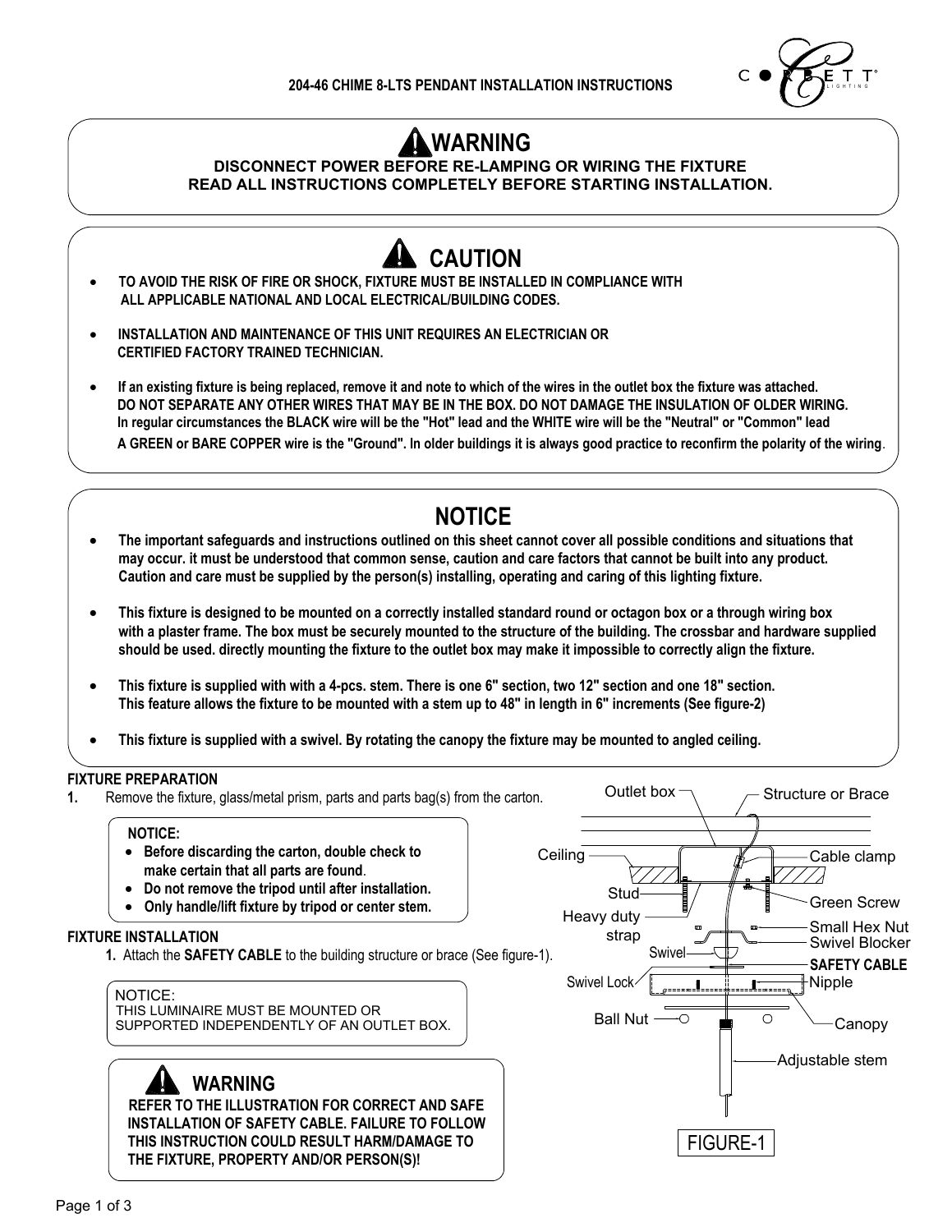# 204-46 CHIME 8-LTS PENDANT INSTALLATION INSTRUCTIONS

## WARNING

**DISCONNECT POWER BEFORE RE-LAMPING OR WIRING THE FIXTURE**
**READ ALL INSTRUCTIONS COMPLETELY BEFORE STARTING INSTALLATION.**

## CAUTION

- **TO AVOID THE RISK OF FIRE OR SHOCK, FIXTURE MUST BE INSTALLED IN COMPLIANCE WITH ALL APPLICABLE NATIONAL AND LOCAL ELECTRICAL/BUILDING CODES.**
- **INSTALLATION AND MAINTENANCE OF THIS UNIT REQUIRES AN ELECTRICIAN OR CERTIFIED FACTORY TRAINED TECHNICIAN.**
- **If an existing fixture is being replaced, remove it and note to which of the wires in the outlet box the fixture was attached. DO NOT SEPARATE ANY OTHER WIRES THAT MAY BE IN THE BOX. DO NOT DAMAGE THE INSULATION OF OLDER WIRING. In regular circumstances the BLACK wire will be the "Hot" lead and the WHITE wire will be the "Neutral" or "Common" lead A GREEN or BARE COPPER wire is the "Ground". In older buildings it is always good practice to reconfirm the polarity of the wiring.**

## NOTICE

- **The important safeguards and instructions outlined on this sheet cannot cover all possible conditions and situations that may occur. it must be understood that common sense, caution and care factors that cannot be built into any product. Caution and care must be supplied by the person(s) installing, operating and caring of this lighting fixture.**
- **This fixture is designed to be mounted on a correctly installed standard round or octagon box or a through wiring box with a plaster frame. The box must be securely mounted to the structure of the building. The crossbar and hardware supplied should be used. directly mounting the fixture to the outlet box may make it impossible to correctly align the fixture.**
- **This fixture is supplied with with a 4-pcs. stem. There is one 6" section, two 12" section and one 18" section. This feature allows the fixture to be mounted with a stem up to 48" in length in 6" increments (See figure-2)**
- **This fixture is supplied with a swivel. By rotating the canopy the fixture may be mounted to angled ceiling.**

**FIXTURE PREPARATION**

**1.** Remove the fixture, glass/metal prism, parts and parts bag(s) from the carton.

> **NOTICE:**
> - **Before discarding the carton, double check to make certain that all parts are found**.
> - **Do not remove the tripod until after installation.**
> - **Only handle/lift fixture by tripod or center stem.**

**FIXTURE INSTALLATION**

**1.** Attach the **SAFETY CABLE** to the building structure or brace (See figure-1).

> NOTICE:
> THIS LUMINAIRE MUST BE MOUNTED OR SUPPORTED INDEPENDENTLY OF AN OUTLET BOX.

> **WARNING**
> **REFER TO THE ILLUSTRATION FOR CORRECT AND SAFE INSTALLATION OF SAFETY CABLE. FAILURE TO FOLLOW THIS INSTRUCTION COULD RESULT HARM/DAMAGE TO THE FIXTURE, PROPERTY AND/OR PERSON(S)!**

Outlet box, Structure or Brace, Ceiling, Cable clamp, Stud, Green Screw, Heavy duty strap, Small Hex Nut, Swivel Blocker, Swivel, **SAFETY CABLE**, Swivel Lock, Nipple, Ball Nut, Canopy, Adjustable stem

FIGURE-1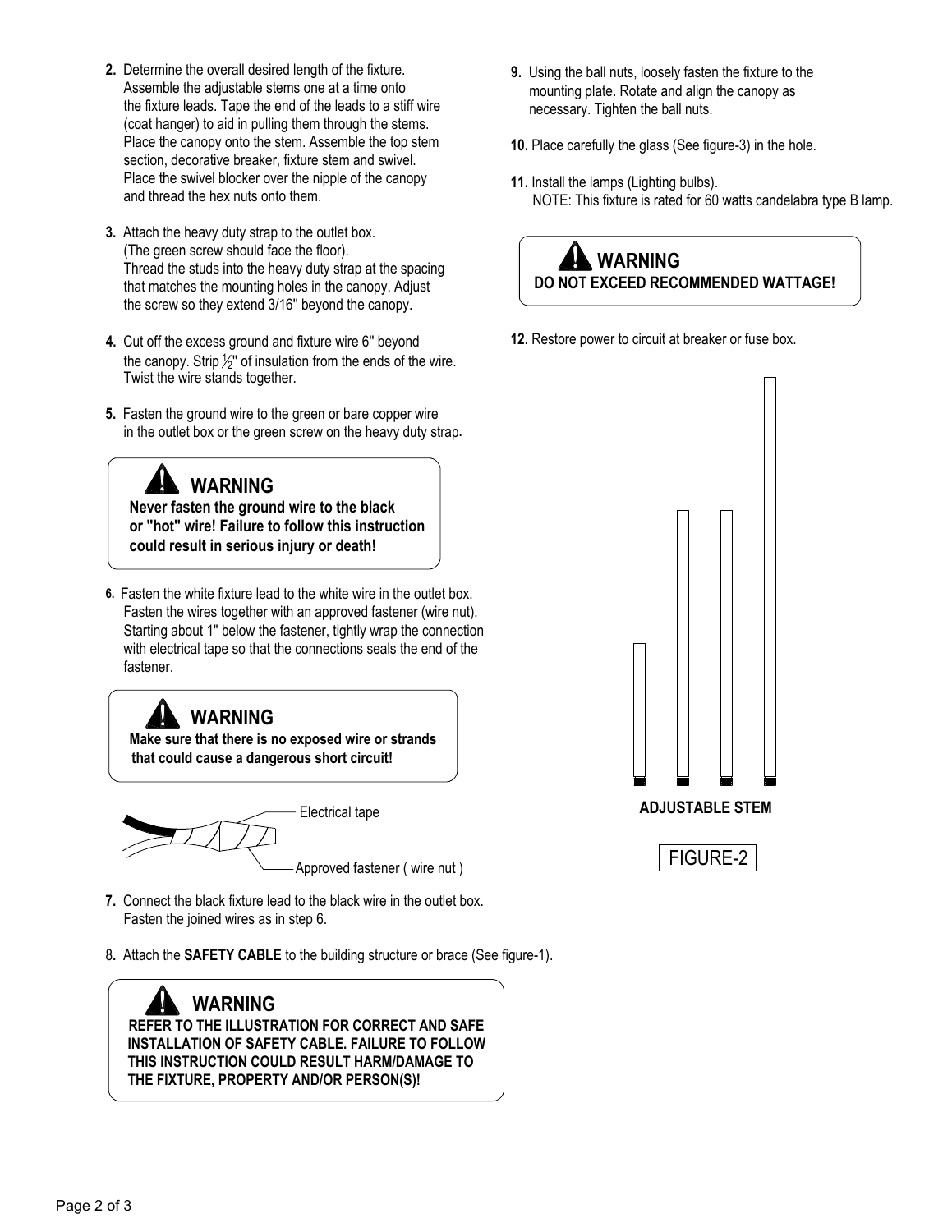2. Determine the overall desired length of the fixture. Assemble the adjustable stems one at a time onto the fixture leads. Tape the end of the leads to a stiff wire (coat hanger) to aid in pulling them through the stems. Place the canopy onto the stem. Assemble the top stem section, decorative breaker, fixture stem and swivel. Place the swivel blocker over the nipple of the canopy and thread the hex nuts onto them.

3. Attach the heavy duty strap to the outlet box. (The green screw should face the floor). Thread the studs into the heavy duty strap at the spacing that matches the mounting holes in the canopy. Adjust the screw so they extend 3/16" beyond the canopy.

4. Cut off the excess ground and fixture wire 6" beyond the canopy. Strip ½" of insulation from the ends of the wire. Twist the wire stands together.

5. Fasten the ground wire to the green or bare copper wire in the outlet box or the green screw on the heavy duty strap.

> **WARNING**
> **Never fasten the ground wire to the black or "hot" wire! Failure to follow this instruction could result in serious injury or death!**

6. Fasten the white fixture lead to the white wire in the outlet box. Fasten the wires together with an approved fastener (wire nut). Starting about 1" below the fastener, tightly wrap the connection with electrical tape so that the connections seals the end of the fastener.

> **WARNING**
> **Make sure that there is no exposed wire or strands that could cause a dangerous short circuit!**

Electrical tape

Approved fastener ( wire nut )

7. Connect the black fixture lead to the black wire in the outlet box. Fasten the joined wires as in step 6.

8. Attach the **SAFETY CABLE** to the building structure or brace (See figure-1).

> **WARNING**
> **REFER TO THE ILLUSTRATION FOR CORRECT AND SAFE INSTALLATION OF SAFETY CABLE. FAILURE TO FOLLOW THIS INSTRUCTION COULD RESULT HARM/DAMAGE TO THE FIXTURE, PROPERTY AND/OR PERSON(S)!**

9. Using the ball nuts, loosely fasten the fixture to the mounting plate. Rotate and align the canopy as necessary. Tighten the ball nuts.

10. Place carefully the glass (See figure-3) in the hole.

11. Install the lamps (Lighting bulbs).
    NOTE: This fixture is rated for 60 watts candelabra type B lamp.

> **WARNING**
> **DO NOT EXCEED RECOMMENDED WATTAGE!**

12. Restore power to circuit at breaker or fuse box.

**ADJUSTABLE STEM**

FIGURE-2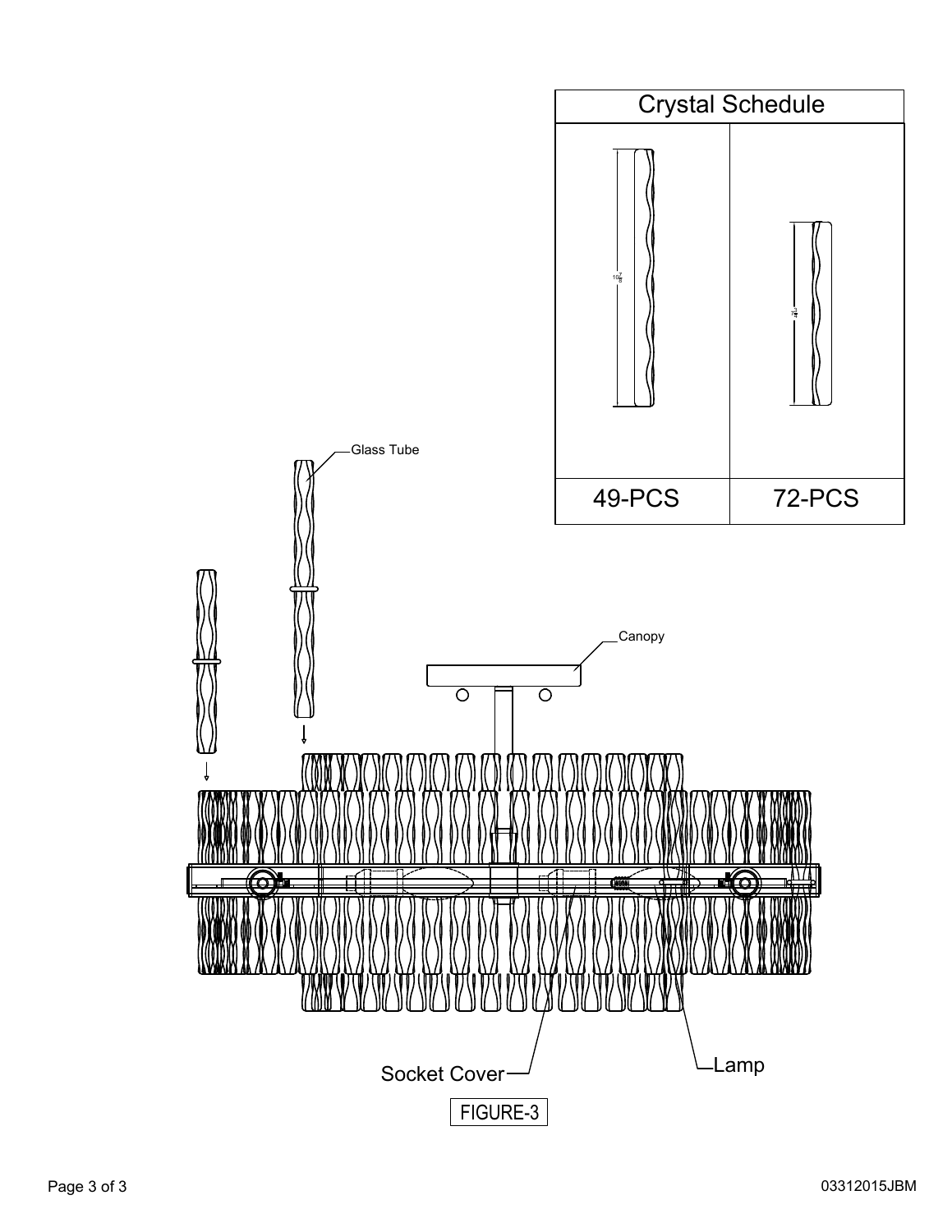## Crystal Schedule

| | |
|---|---|
| $10\frac{7}{8}$ | $7\frac{1}{4}$ |
| 49-PCS | 72-PCS |

Glass Tube

Canopy

Socket Cover

Lamp

FIGURE-3

03312015JBM